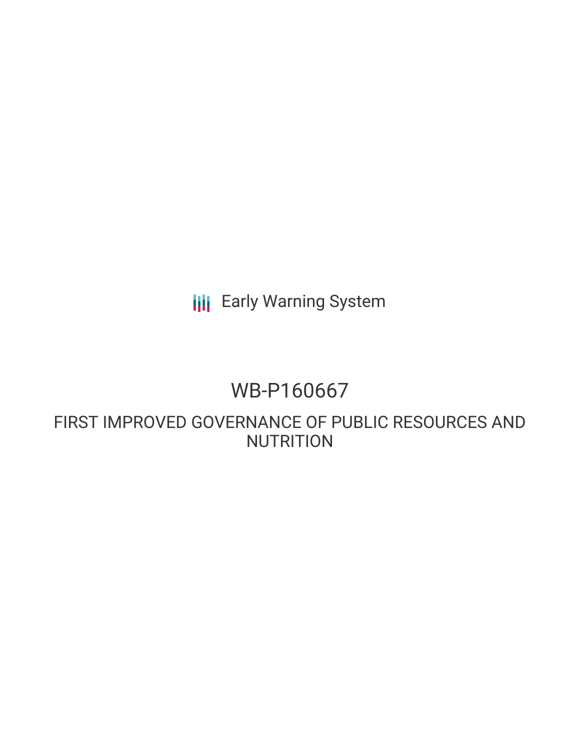Early Warning System

# WB-P160667

## FIRST IMPROVED GOVERNANCE OF PUBLIC RESOURCES AND NUTRITION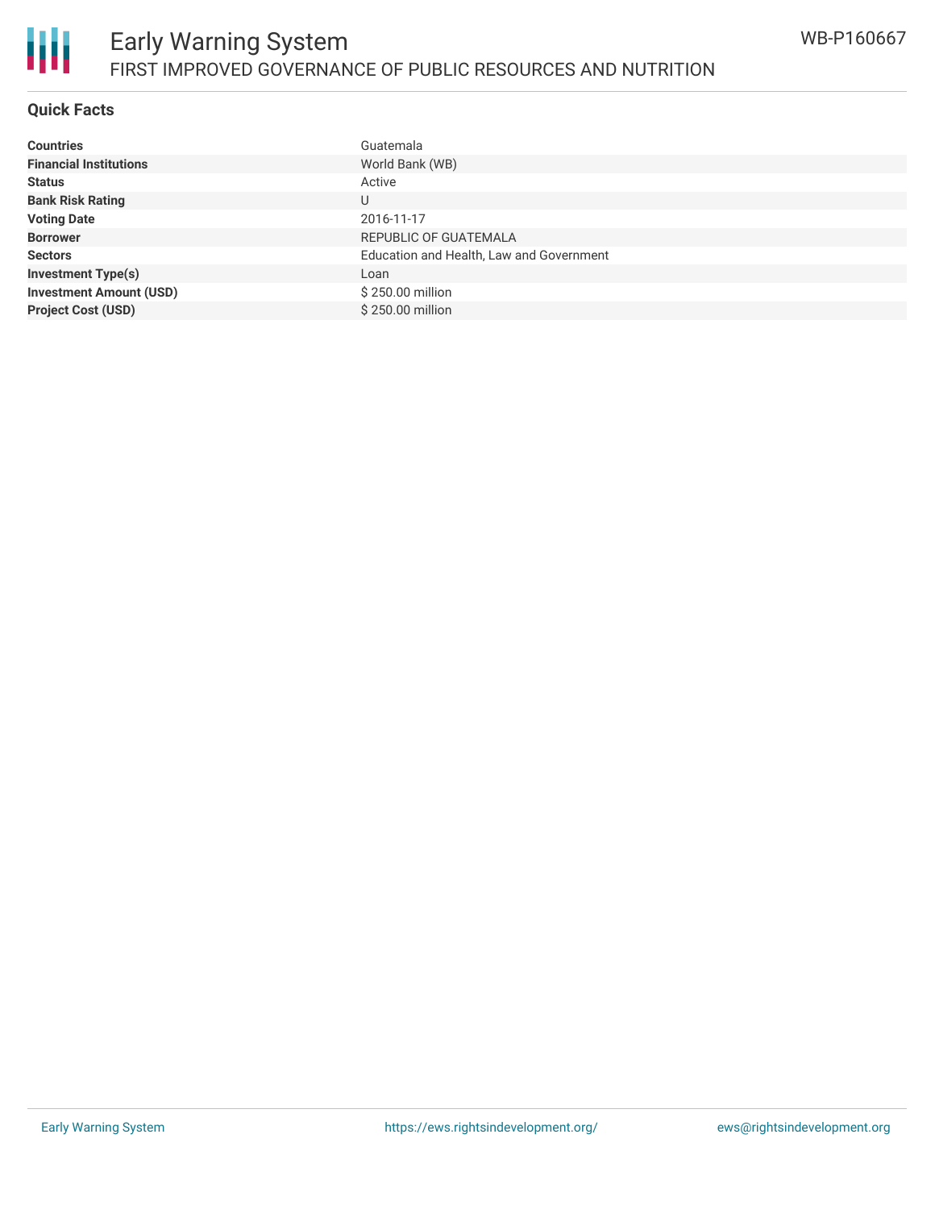## Quick Facts

| | |
|---|---|
| **Countries** | Guatemala |
| **Financial Institutions** | World Bank (WB) |
| **Status** | Active |
| **Bank Risk Rating** | U |
| **Voting Date** | 2016-11-17 |
| **Borrower** | REPUBLIC OF GUATEMALA |
| **Sectors** | Education and Health, Law and Government |
| **Investment Type(s)** | Loan |
| **Investment Amount (USD)** | $ 250.00 million |
| **Project Cost (USD)** | $ 250.00 million |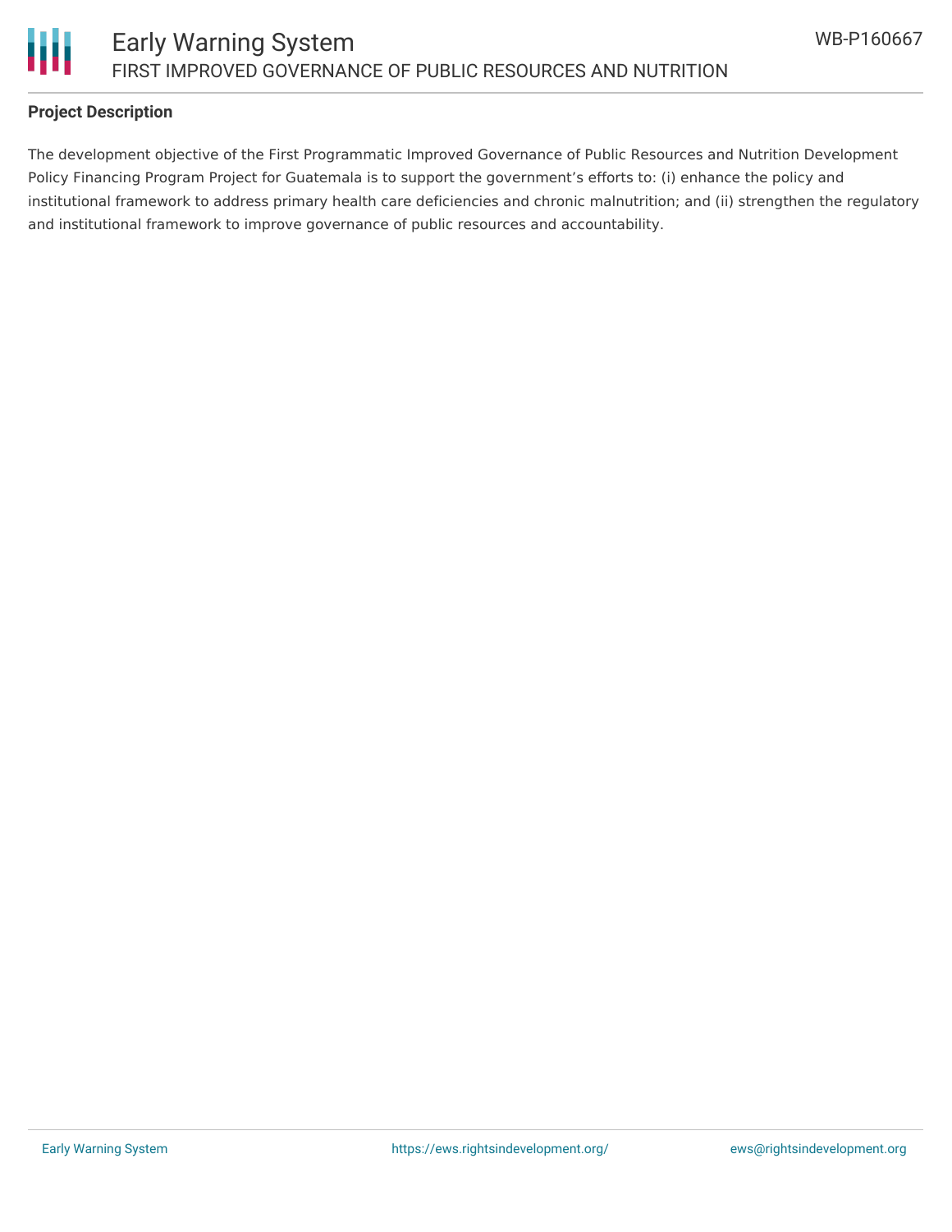## Project Description

The development objective of the First Programmatic Improved Governance of Public Resources and Nutrition Development Policy Financing Program Project for Guatemala is to support the government's efforts to: (i) enhance the policy and institutional framework to address primary health care deficiencies and chronic malnutrition; and (ii) strengthen the regulatory and institutional framework to improve governance of public resources and accountability.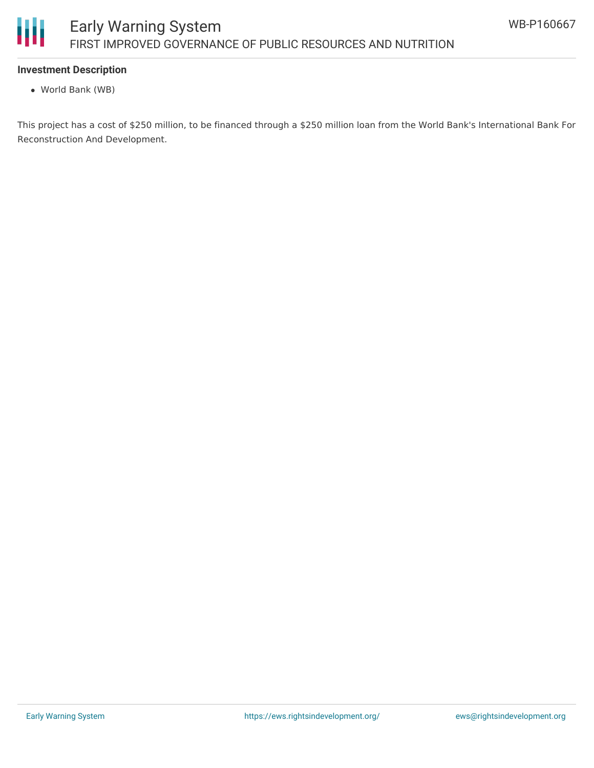### Investment Description

- World Bank (WB)

This project has a cost of $250 million, to be financed through a $250 million loan from the World Bank's International Bank For Reconstruction And Development.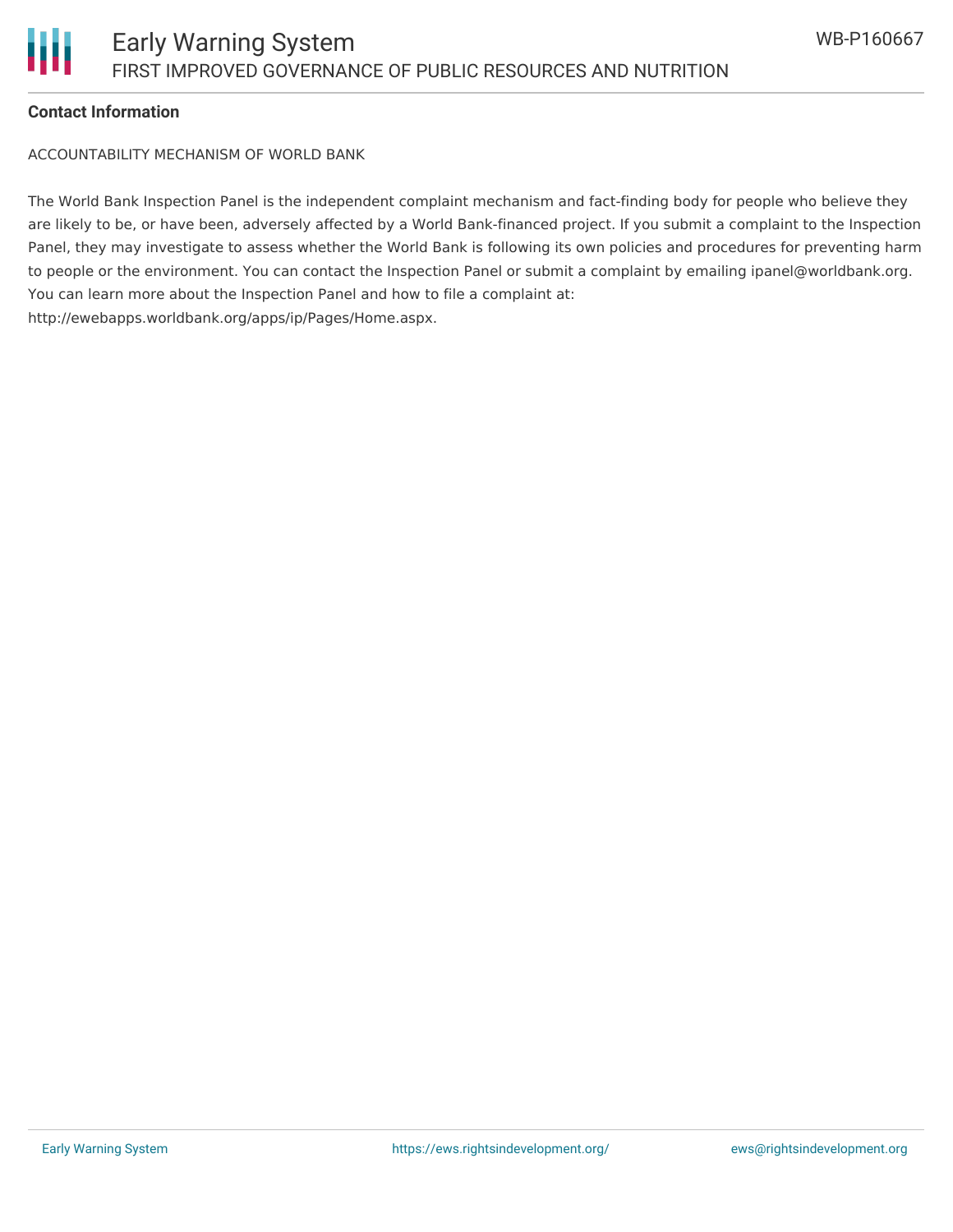**Contact Information**

ACCOUNTABILITY MECHANISM OF WORLD BANK

The World Bank Inspection Panel is the independent complaint mechanism and fact-finding body for people who believe they are likely to be, or have been, adversely affected by a World Bank-financed project. If you submit a complaint to the Inspection Panel, they may investigate to assess whether the World Bank is following its own policies and procedures for preventing harm to people or the environment. You can contact the Inspection Panel or submit a complaint by emailing ipanel@worldbank.org. You can learn more about the Inspection Panel and how to file a complaint at: http://ewebapps.worldbank.org/apps/ip/Pages/Home.aspx.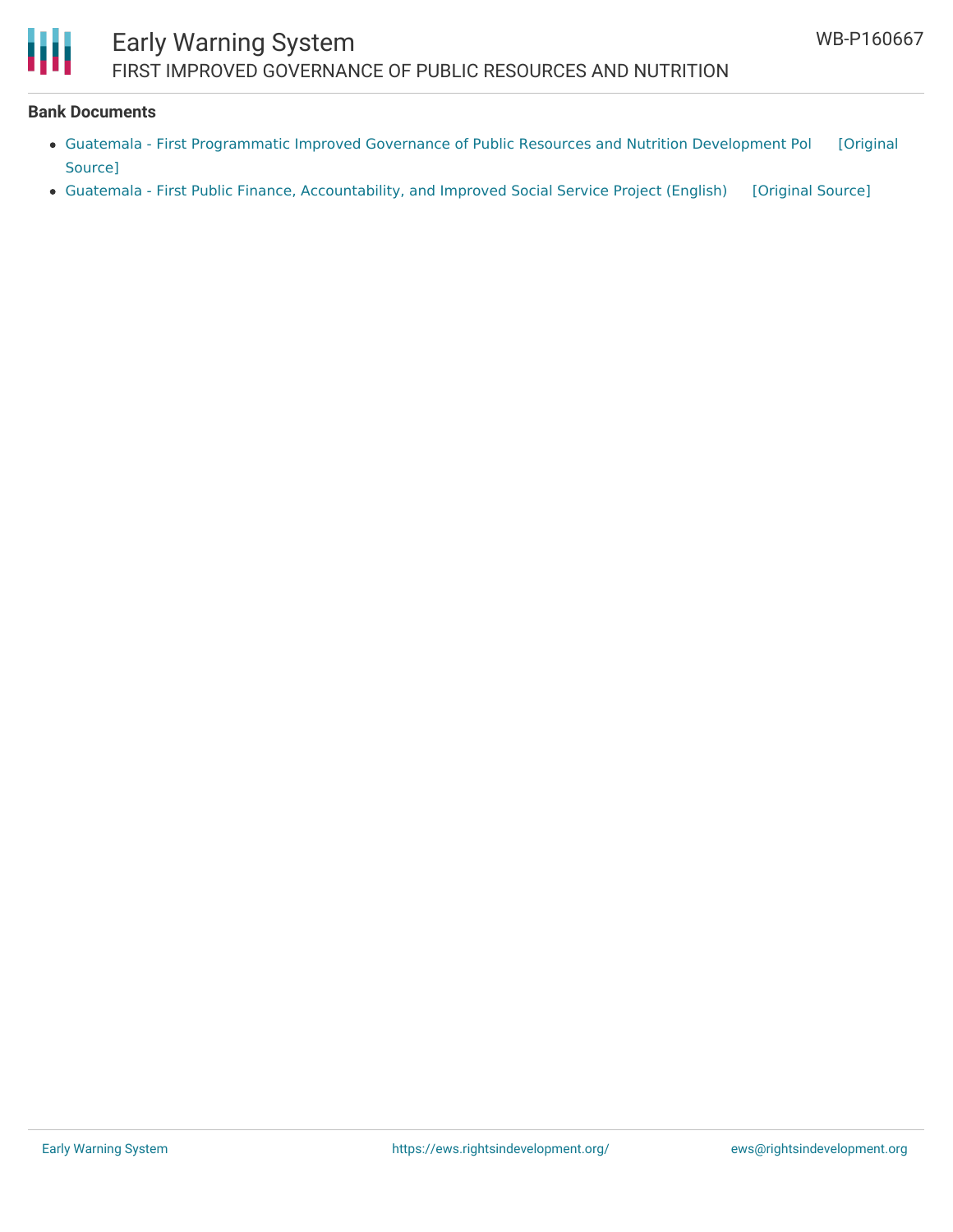**Bank Documents**

- Guatemala - First Programmatic Improved Governance of Public Resources and Nutrition Development Pol [Original Source]
- Guatemala - First Public Finance, Accountability, and Improved Social Service Project (English) [Original Source]